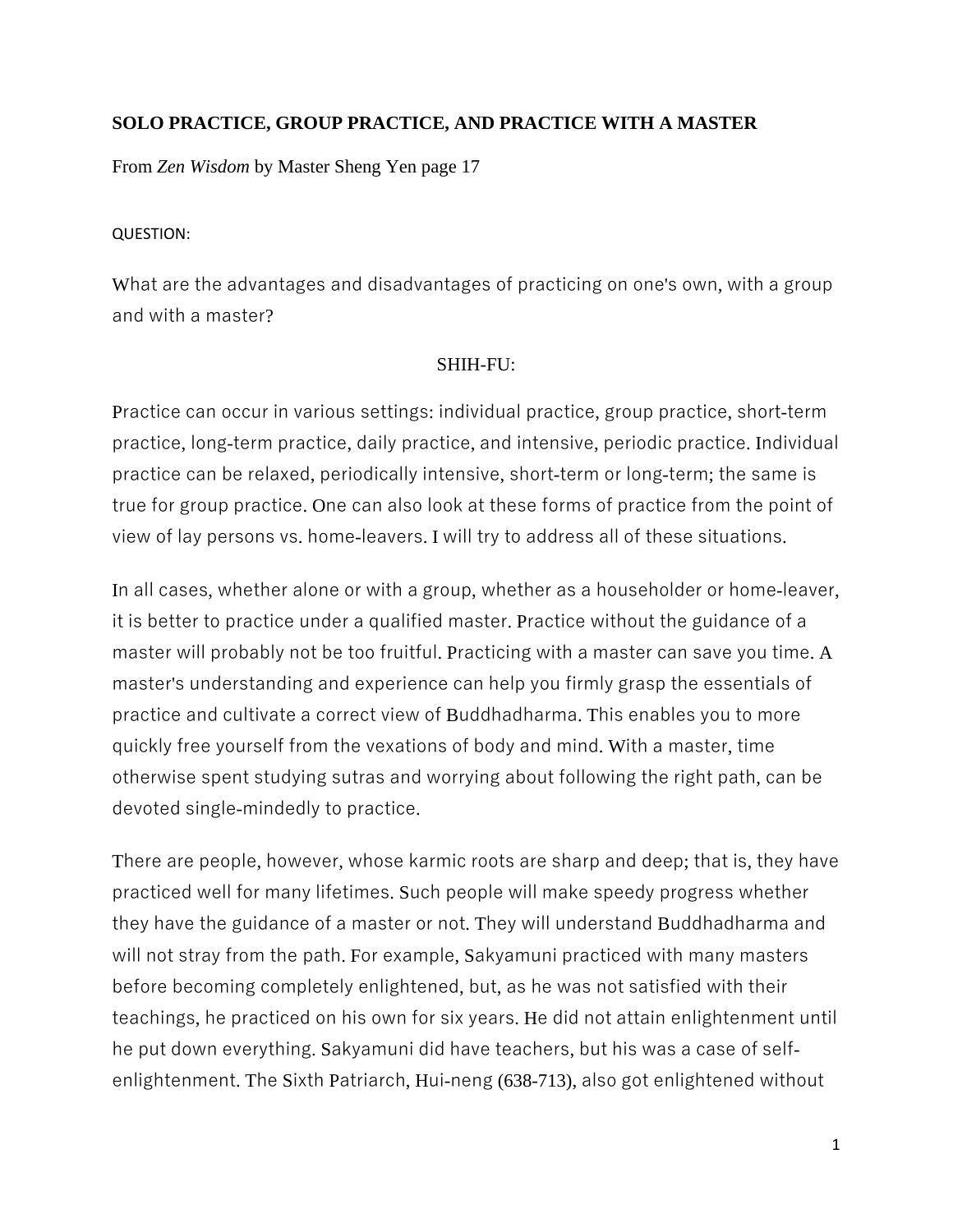## SOLO PRACTICE, GROUP PRACTICE, AND PRACTICE WITH A MASTER

From *Zen Wisdom* by Master Sheng Yen page 17

QUESTION:

What are the advantages and disadvantages of practicing on one's own, with a group and with a master?

SHIH-FU:

Practice can occur in various settings: individual practice, group practice, short-term practice, long-term practice, daily practice, and intensive, periodic practice. Individual practice can be relaxed, periodically intensive, short-term or long-term; the same is true for group practice. One can also look at these forms of practice from the point of view of lay persons vs. home-leavers. I will try to address all of these situations.

In all cases, whether alone or with a group, whether as a householder or home-leaver, it is better to practice under a qualified master. Practice without the guidance of a master will probably not be too fruitful. Practicing with a master can save you time. A master's understanding and experience can help you firmly grasp the essentials of practice and cultivate a correct view of Buddhadharma. This enables you to more quickly free yourself from the vexations of body and mind. With a master, time otherwise spent studying sutras and worrying about following the right path, can be devoted single-mindedly to practice.

There are people, however, whose karmic roots are sharp and deep; that is, they have practiced well for many lifetimes. Such people will make speedy progress whether they have the guidance of a master or not. They will understand Buddhadharma and will not stray from the path. For example, Sakyamuni practiced with many masters before becoming completely enlightened, but, as he was not satisfied with their teachings, he practiced on his own for six years. He did not attain enlightenment until he put down everything. Sakyamuni did have teachers, but his was a case of self-enlightenment. The Sixth Patriarch, Hui-neng (638-713), also got enlightened without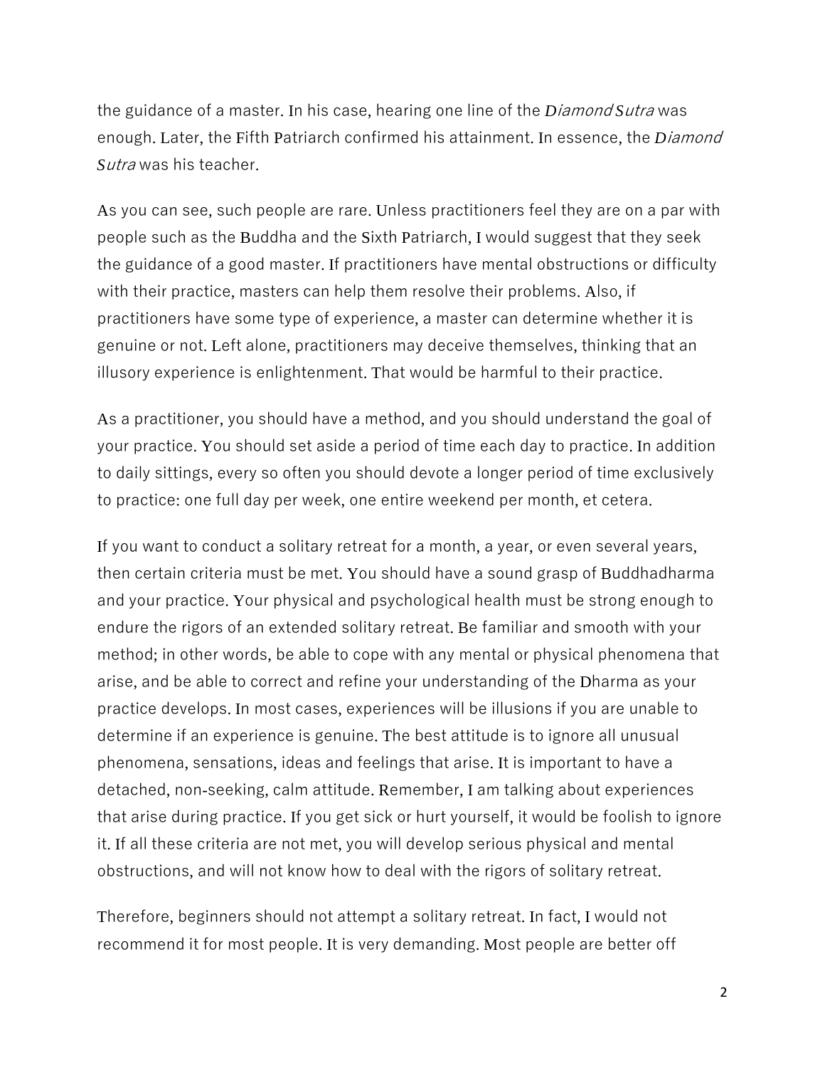the guidance of a master. In his case, hearing one line of the *Diamond Sutra* was enough. Later, the Fifth Patriarch confirmed his attainment. In essence, the *Diamond Sutra* was his teacher.

As you can see, such people are rare. Unless practitioners feel they are on a par with people such as the Buddha and the Sixth Patriarch, I would suggest that they seek the guidance of a good master. If practitioners have mental obstructions or difficulty with their practice, masters can help them resolve their problems. Also, if practitioners have some type of experience, a master can determine whether it is genuine or not. Left alone, practitioners may deceive themselves, thinking that an illusory experience is enlightenment. That would be harmful to their practice.

As a practitioner, you should have a method, and you should understand the goal of your practice. You should set aside a period of time each day to practice. In addition to daily sittings, every so often you should devote a longer period of time exclusively to practice: one full day per week, one entire weekend per month, et cetera.

If you want to conduct a solitary retreat for a month, a year, or even several years, then certain criteria must be met. You should have a sound grasp of Buddhadharma and your practice. Your physical and psychological health must be strong enough to endure the rigors of an extended solitary retreat. Be familiar and smooth with your method; in other words, be able to cope with any mental or physical phenomena that arise, and be able to correct and refine your understanding of the Dharma as your practice develops. In most cases, experiences will be illusions if you are unable to determine if an experience is genuine. The best attitude is to ignore all unusual phenomena, sensations, ideas and feelings that arise. It is important to have a detached, non-seeking, calm attitude. Remember, I am talking about experiences that arise during practice. If you get sick or hurt yourself, it would be foolish to ignore it. If all these criteria are not met, you will develop serious physical and mental obstructions, and will not know how to deal with the rigors of solitary retreat.

Therefore, beginners should not attempt a solitary retreat. In fact, I would not recommend it for most people. It is very demanding. Most people are better off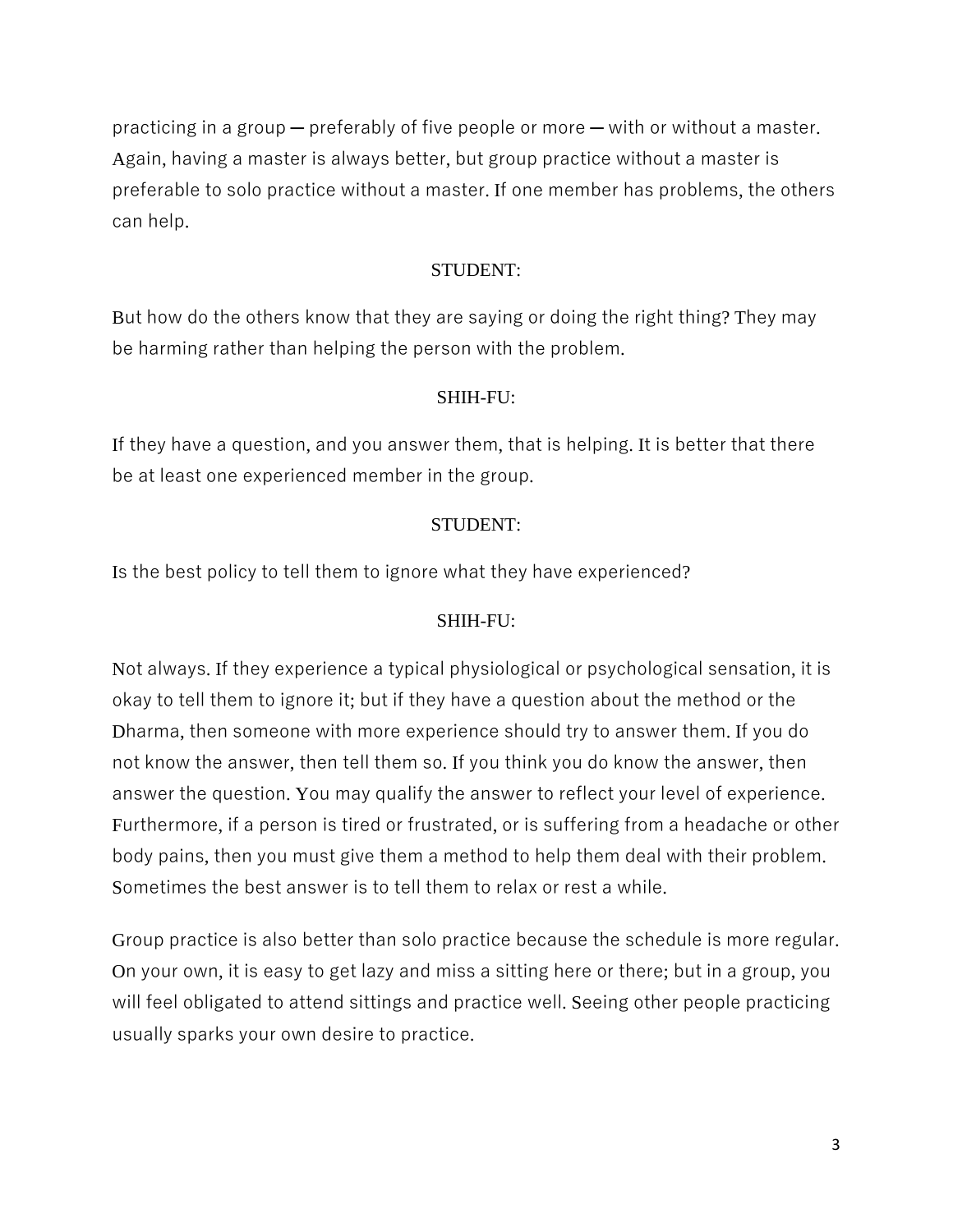practicing in a group — preferably of five people or more — with or without a master. Again, having a master is always better, but group practice without a master is preferable to solo practice without a master. If one member has problems, the others can help.

STUDENT:

But how do the others know that they are saying or doing the right thing? They may be harming rather than helping the person with the problem.

SHIH-FU:

If they have a question, and you answer them, that is helping. It is better that there be at least one experienced member in the group.

STUDENT:

Is the best policy to tell them to ignore what they have experienced?

SHIH-FU:

Not always. If they experience a typical physiological or psychological sensation, it is okay to tell them to ignore it; but if they have a question about the method or the Dharma, then someone with more experience should try to answer them. If you do not know the answer, then tell them so. If you think you do know the answer, then answer the question. You may qualify the answer to reflect your level of experience. Furthermore, if a person is tired or frustrated, or is suffering from a headache or other body pains, then you must give them a method to help them deal with their problem. Sometimes the best answer is to tell them to relax or rest a while.

Group practice is also better than solo practice because the schedule is more regular. On your own, it is easy to get lazy and miss a sitting here or there; but in a group, you will feel obligated to attend sittings and practice well. Seeing other people practicing usually sparks your own desire to practice.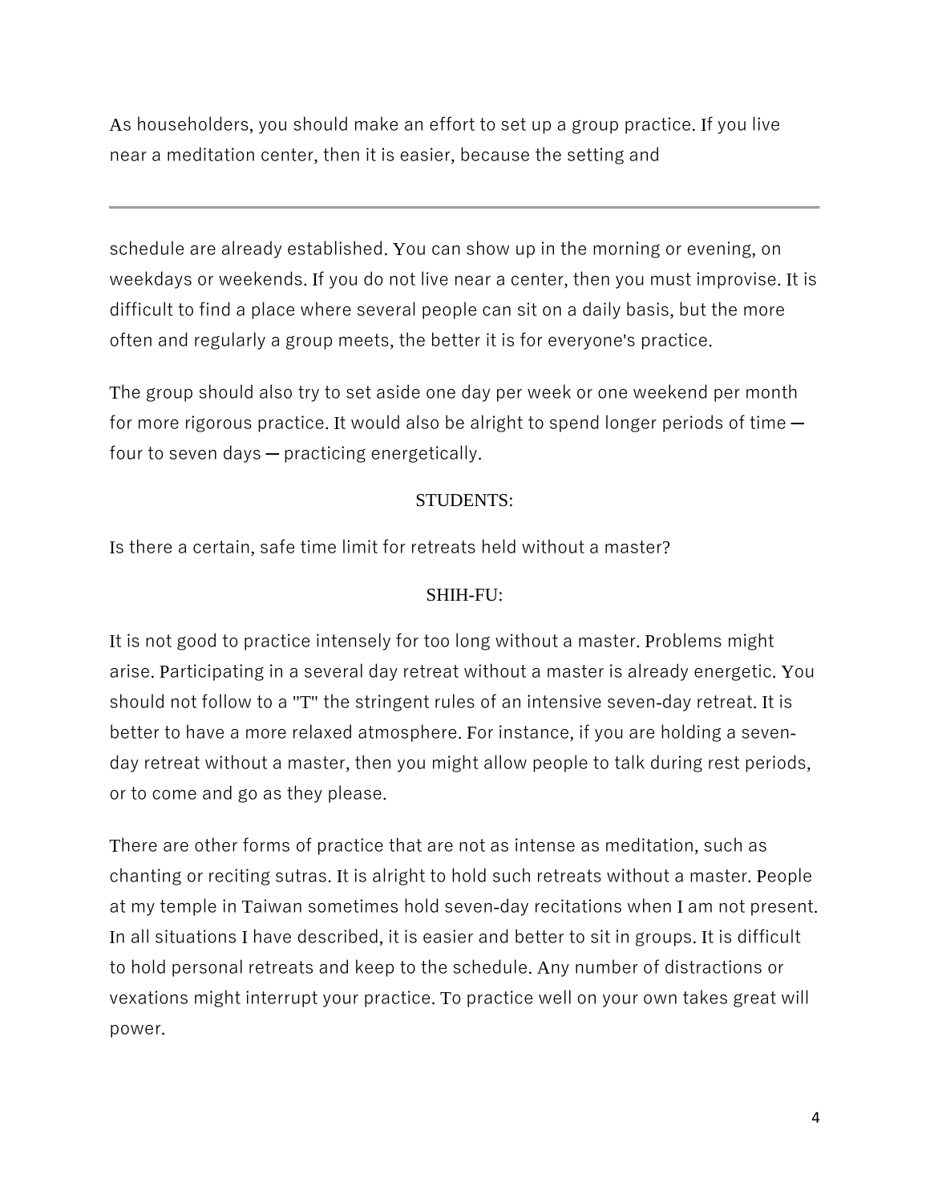As householders, you should make an effort to set up a group practice. If you live near a meditation center, then it is easier, because the setting and schedule are already established. You can show up in the morning or evening, on weekdays or weekends. If you do not live near a center, then you must improvise. It is difficult to find a place where several people can sit on a daily basis, but the more often and regularly a group meets, the better it is for everyone's practice.

The group should also try to set aside one day per week or one weekend per month for more rigorous practice. It would also be alright to spend longer periods of time — four to seven days — practicing energetically.

STUDENTS:

Is there a certain, safe time limit for retreats held without a master?

SHIH-FU:

It is not good to practice intensely for too long without a master. Problems might arise. Participating in a several day retreat without a master is already energetic. You should not follow to a "T" the stringent rules of an intensive seven-day retreat. It is better to have a more relaxed atmosphere. For instance, if you are holding a seven-day retreat without a master, then you might allow people to talk during rest periods, or to come and go as they please.

There are other forms of practice that are not as intense as meditation, such as chanting or reciting sutras. It is alright to hold such retreats without a master. People at my temple in Taiwan sometimes hold seven-day recitations when I am not present. In all situations I have described, it is easier and better to sit in groups. It is difficult to hold personal retreats and keep to the schedule. Any number of distractions or vexations might interrupt your practice. To practice well on your own takes great will power.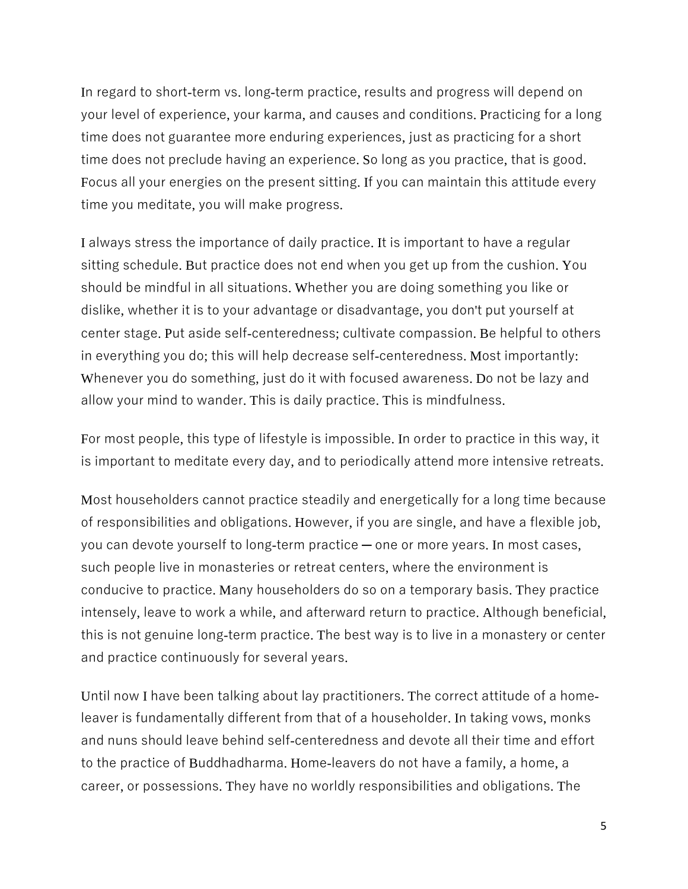In regard to short-term vs. long-term practice, results and progress will depend on your level of experience, your karma, and causes and conditions. Practicing for a long time does not guarantee more enduring experiences, just as practicing for a short time does not preclude having an experience. So long as you practice, that is good. Focus all your energies on the present sitting. If you can maintain this attitude every time you meditate, you will make progress.

I always stress the importance of daily practice. It is important to have a regular sitting schedule. But practice does not end when you get up from the cushion. You should be mindful in all situations. Whether you are doing something you like or dislike, whether it is to your advantage or disadvantage, you don't put yourself at center stage. Put aside self-centeredness; cultivate compassion. Be helpful to others in everything you do; this will help decrease self-centeredness. Most importantly: Whenever you do something, just do it with focused awareness. Do not be lazy and allow your mind to wander. This is daily practice. This is mindfulness.

For most people, this type of lifestyle is impossible. In order to practice in this way, it is important to meditate every day, and to periodically attend more intensive retreats.

Most householders cannot practice steadily and energetically for a long time because of responsibilities and obligations. However, if you are single, and have a flexible job, you can devote yourself to long-term practice — one or more years. In most cases, such people live in monasteries or retreat centers, where the environment is conducive to practice. Many householders do so on a temporary basis. They practice intensely, leave to work a while, and afterward return to practice. Although beneficial, this is not genuine long-term practice. The best way is to live in a monastery or center and practice continuously for several years.

Until now I have been talking about lay practitioners. The correct attitude of a home-leaver is fundamentally different from that of a householder. In taking vows, monks and nuns should leave behind self-centeredness and devote all their time and effort to the practice of Buddhadharma. Home-leavers do not have a family, a home, a career, or possessions. They have no worldly responsibilities and obligations. The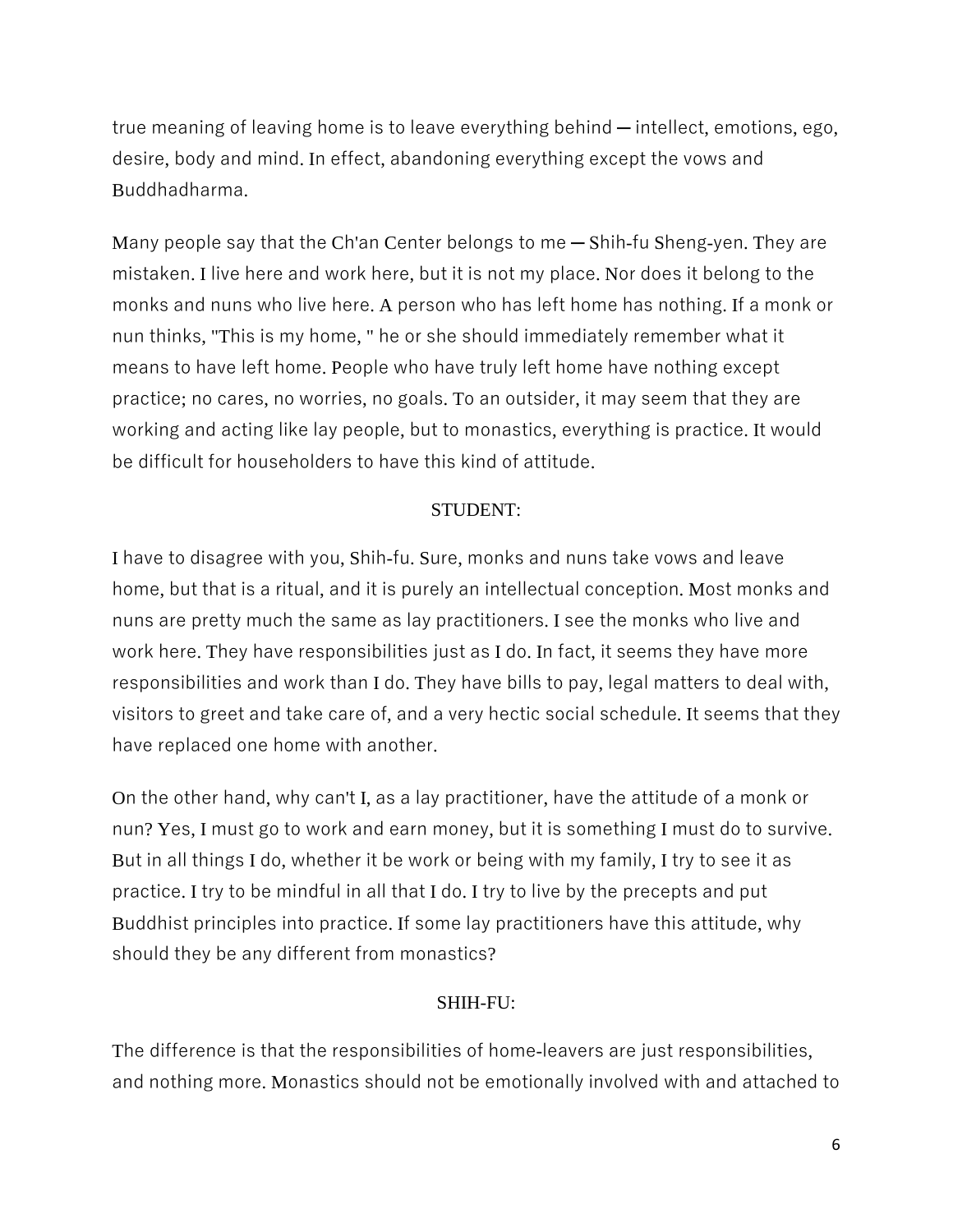true meaning of leaving home is to leave everything behind — intellect, emotions, ego, desire, body and mind. In effect, abandoning everything except the vows and Buddhadharma.

Many people say that the Ch'an Center belongs to me — Shih-fu Sheng-yen. They are mistaken. I live here and work here, but it is not my place. Nor does it belong to the monks and nuns who live here. A person who has left home has nothing. If a monk or nun thinks, "This is my home, " he or she should immediately remember what it means to have left home. People who have truly left home have nothing except practice; no cares, no worries, no goals. To an outsider, it may seem that they are working and acting like lay people, but to monastics, everything is practice. It would be difficult for householders to have this kind of attitude.

STUDENT:

I have to disagree with you, Shih-fu. Sure, monks and nuns take vows and leave home, but that is a ritual, and it is purely an intellectual conception. Most monks and nuns are pretty much the same as lay practitioners. I see the monks who live and work here. They have responsibilities just as I do. In fact, it seems they have more responsibilities and work than I do. They have bills to pay, legal matters to deal with, visitors to greet and take care of, and a very hectic social schedule. It seems that they have replaced one home with another.

On the other hand, why can't I, as a lay practitioner, have the attitude of a monk or nun? Yes, I must go to work and earn money, but it is something I must do to survive. But in all things I do, whether it be work or being with my family, I try to see it as practice. I try to be mindful in all that I do. I try to live by the precepts and put Buddhist principles into practice. If some lay practitioners have this attitude, why should they be any different from monastics?

SHIH-FU:

The difference is that the responsibilities of home-leavers are just responsibilities, and nothing more. Monastics should not be emotionally involved with and attached to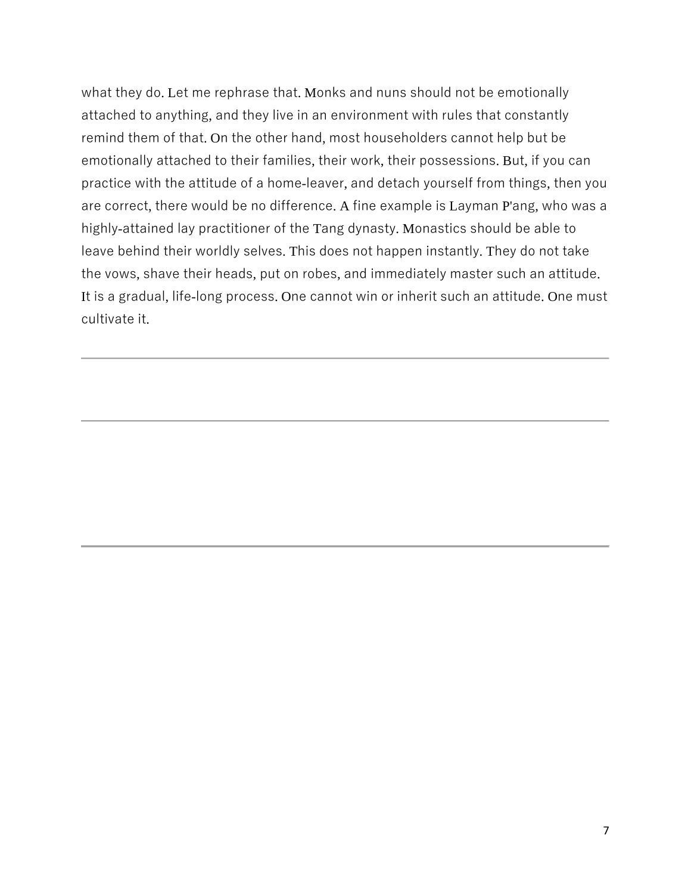what they do. Let me rephrase that. Monks and nuns should not be emotionally attached to anything, and they live in an environment with rules that constantly remind them of that. On the other hand, most householders cannot help but be emotionally attached to their families, their work, their possessions. But, if you can practice with the attitude of a home-leaver, and detach yourself from things, then you are correct, there would be no difference. A fine example is Layman P'ang, who was a highly-attained lay practitioner of the Tang dynasty. Monastics should be able to leave behind their worldly selves. This does not happen instantly. They do not take the vows, shave their heads, put on robes, and immediately master such an attitude. It is a gradual, life-long process. One cannot win or inherit such an attitude. One must cultivate it.

---

---

---